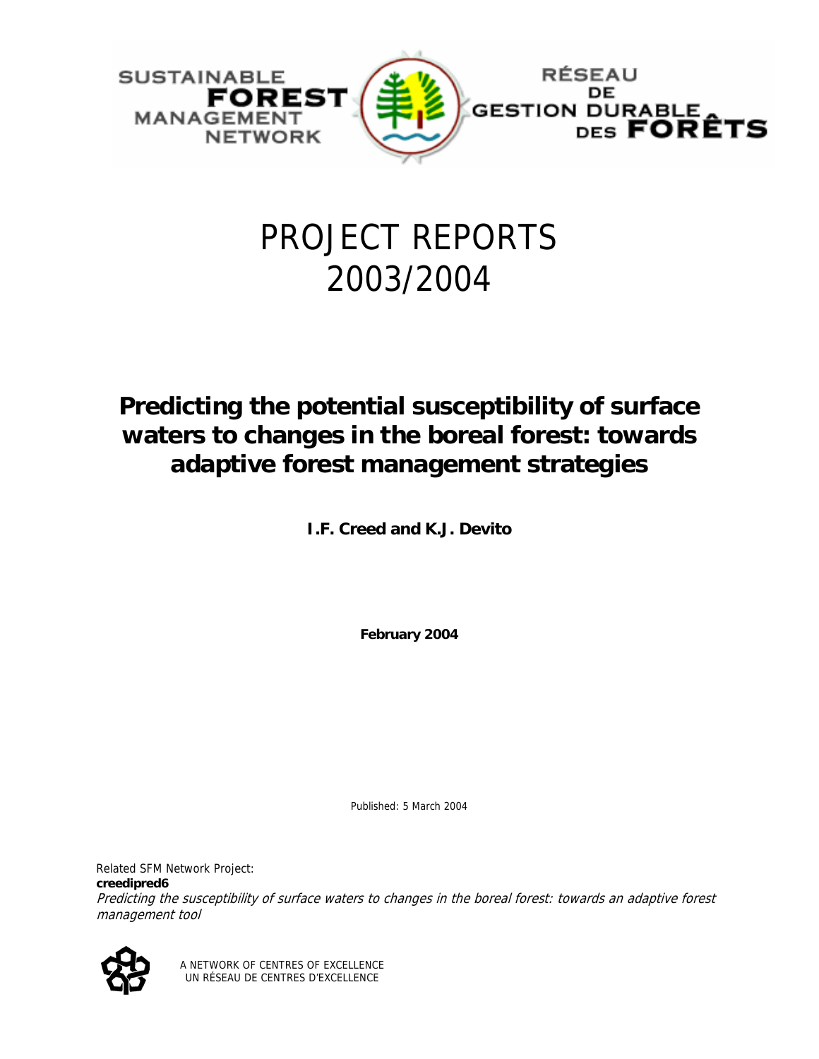SUSTAINABLE **FOREST** MANAGEMENT NETWORK

RÉSEAU DE GESTION DURABLE DES **FORÊTS**

# PROJECT REPORTS 2003/2004

## Predicting the potential susceptibility of surface waters to changes in the boreal forest: towards adaptive forest management strategies

**I.F. Creed and K.J. Devito**

**February 2004**

Published: 5 March 2004

Related SFM Network Project:
**creedipred6**
*Predicting the susceptibility of surface waters to changes in the boreal forest: towards an adaptive forest management tool*

A NETWORK OF CENTRES OF EXCELLENCE
UN RÉSEAU DE CENTRES D'EXCELLENCE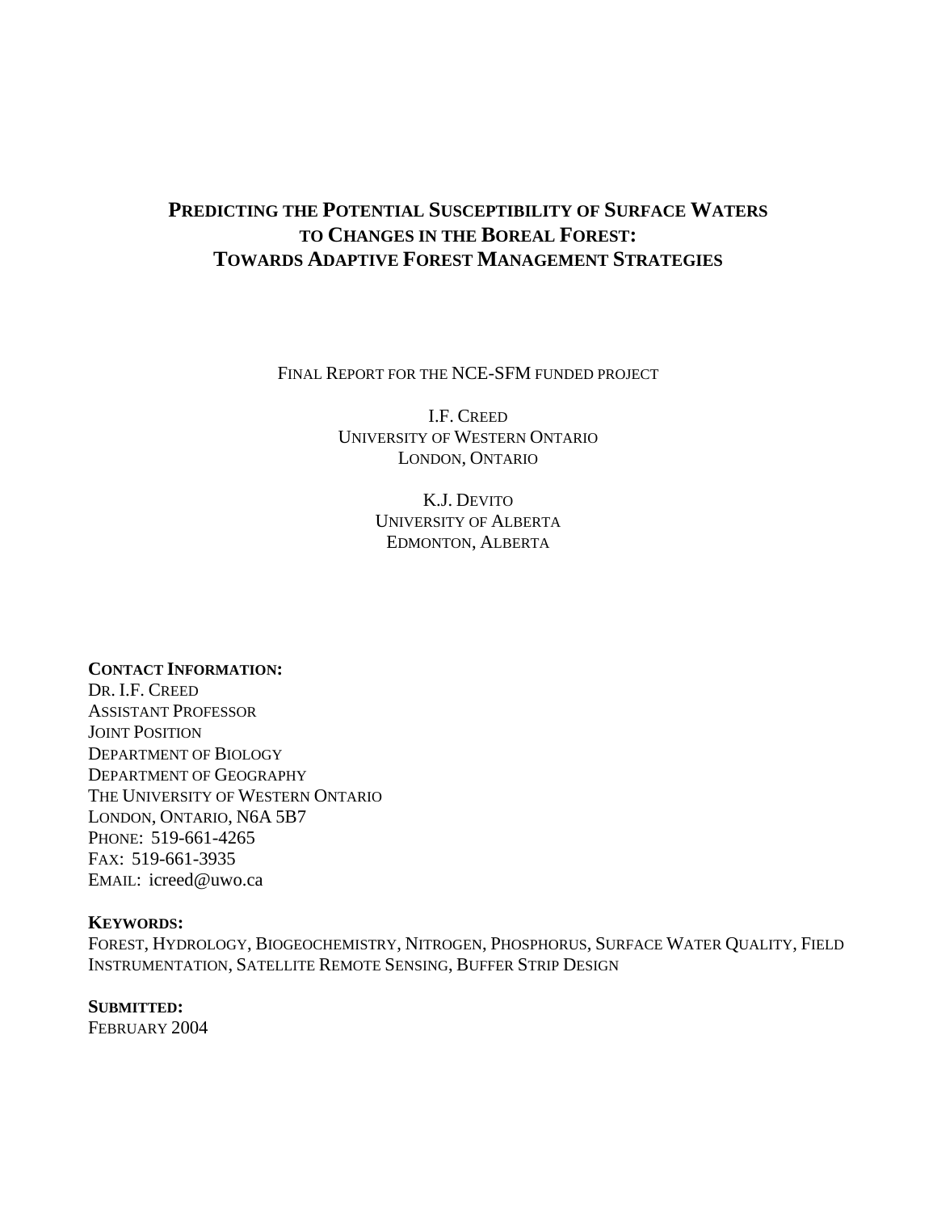# Predicting the Potential Susceptibility of Surface Waters to Changes in the Boreal Forest: Towards Adaptive Forest Management Strategies

Final Report for the NCE-SFM funded project

I.F. Creed
University of Western Ontario
London, Ontario

K.J. Devito
University of Alberta
Edmonton, Alberta

**Contact Information:**
Dr. I.F. Creed
Assistant Professor
Joint Position
Department of Biology
Department of Geography
The University of Western Ontario
London, Ontario, N6A 5B7
Phone: 519-661-4265
Fax: 519-661-3935
Email: icreed@uwo.ca

**Keywords:**
Forest, Hydrology, Biogeochemistry, Nitrogen, Phosphorus, Surface Water Quality, Field Instrumentation, Satellite Remote Sensing, Buffer Strip Design

**Submitted:**
February 2004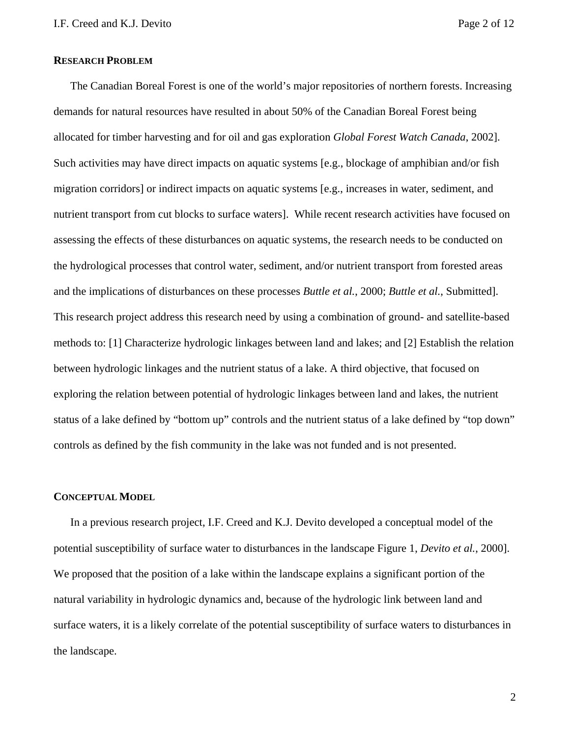## RESEARCH PROBLEM

The Canadian Boreal Forest is one of the world's major repositories of northern forests. Increasing demands for natural resources have resulted in about 50% of the Canadian Boreal Forest being allocated for timber harvesting and for oil and gas exploration *Global Forest Watch Canada*, 2002]. Such activities may have direct impacts on aquatic systems [e.g., blockage of amphibian and/or fish migration corridors] or indirect impacts on aquatic systems [e.g., increases in water, sediment, and nutrient transport from cut blocks to surface waters]. While recent research activities have focused on assessing the effects of these disturbances on aquatic systems, the research needs to be conducted on the hydrological processes that control water, sediment, and/or nutrient transport from forested areas and the implications of disturbances on these processes *Buttle et al.*, 2000; *Buttle et al.*, Submitted]. This research project address this research need by using a combination of ground- and satellite-based methods to: [1] Characterize hydrologic linkages between land and lakes; and [2] Establish the relation between hydrologic linkages and the nutrient status of a lake. A third objective, that focused on exploring the relation between potential of hydrologic linkages between land and lakes, the nutrient status of a lake defined by "bottom up" controls and the nutrient status of a lake defined by "top down" controls as defined by the fish community in the lake was not funded and is not presented.

## CONCEPTUAL MODEL

In a previous research project, I.F. Creed and K.J. Devito developed a conceptual model of the potential susceptibility of surface water to disturbances in the landscape Figure 1, *Devito et al.*, 2000]. We proposed that the position of a lake within the landscape explains a significant portion of the natural variability in hydrologic dynamics and, because of the hydrologic link between land and surface waters, it is a likely correlate of the potential susceptibility of surface waters to disturbances in the landscape.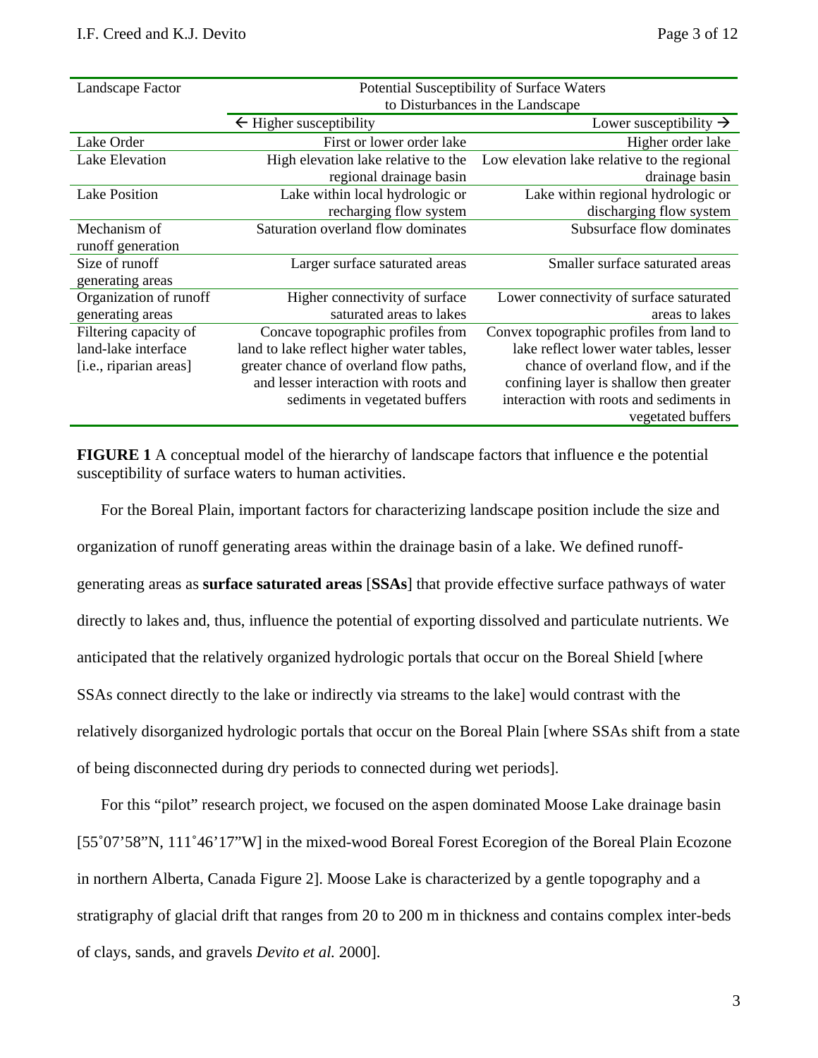| Landscape Factor | Potential Susceptibility of Surface Waters to Disturbances in the Landscape | |
|---|---|---|
| | ← Higher susceptibility | Lower susceptibility → |
| Lake Order | First or lower order lake | Higher order lake |
| Lake Elevation | High elevation lake relative to the regional drainage basin | Low elevation lake relative to the regional drainage basin |
| Lake Position | Lake within local hydrologic or recharging flow system | Lake within regional hydrologic or discharging flow system |
| Mechanism of runoff generation | Saturation overland flow dominates | Subsurface flow dominates |
| Size of runoff generating areas | Larger surface saturated areas | Smaller surface saturated areas |
| Organization of runoff generating areas | Higher connectivity of surface saturated areas to lakes | Lower connectivity of surface saturated areas to lakes |
| Filtering capacity of land-lake interface [i.e., riparian areas] | Concave topographic profiles from land to lake reflect higher water tables, greater chance of overland flow paths, and lesser interaction with roots and sediments in vegetated buffers | Convex topographic profiles from land to lake reflect lower water tables, lesser chance of overland flow, and if the confining layer is shallow then greater interaction with roots and sediments in vegetated buffers |

**FIGURE 1** A conceptual model of the hierarchy of landscape factors that influence e the potential susceptibility of surface waters to human activities.

For the Boreal Plain, important factors for characterizing landscape position include the size and organization of runoff generating areas within the drainage basin of a lake. We defined runoff-generating areas as **surface saturated areas** [**SSAs**] that provide effective surface pathways of water directly to lakes and, thus, influence the potential of exporting dissolved and particulate nutrients. We anticipated that the relatively organized hydrologic portals that occur on the Boreal Shield [where SSAs connect directly to the lake or indirectly via streams to the lake] would contrast with the relatively disorganized hydrologic portals that occur on the Boreal Plain [where SSAs shift from a state of being disconnected during dry periods to connected during wet periods].

For this "pilot" research project, we focused on the aspen dominated Moose Lake drainage basin [55˚07'58"N, 111˚46'17"W] in the mixed-wood Boreal Forest Ecoregion of the Boreal Plain Ecozone in northern Alberta, Canada Figure 2]. Moose Lake is characterized by a gentle topography and a stratigraphy of glacial drift that ranges from 20 to 200 m in thickness and contains complex inter-beds of clays, sands, and gravels *Devito et al.* 2000].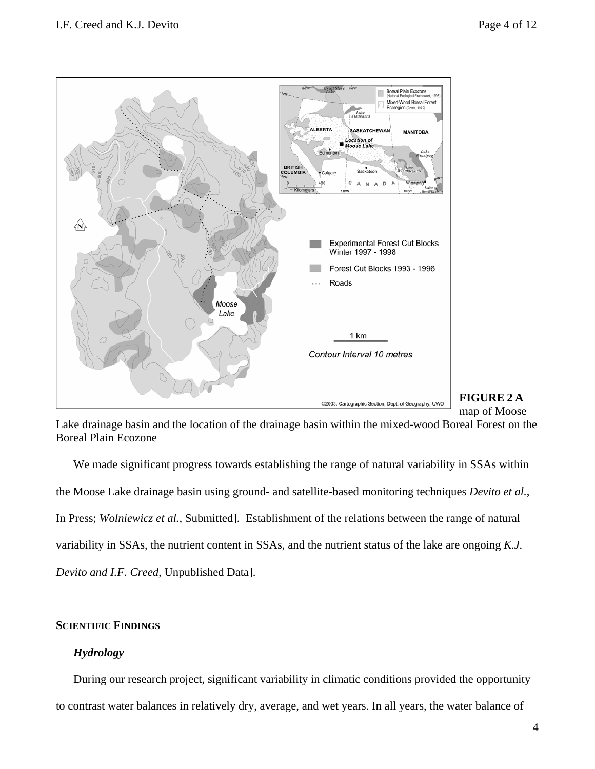**FIGURE 2 A** map of Moose Lake drainage basin and the location of the drainage basin within the mixed-wood Boreal Forest on the Boreal Plain Ecozone

We made significant progress towards establishing the range of natural variability in SSAs within the Moose Lake drainage basin using ground- and satellite-based monitoring techniques *Devito et al.*, In Press; *Wolniewicz et al.,* Submitted]. Establishment of the relations between the range of natural variability in SSAs, the nutrient content in SSAs, and the nutrient status of the lake are ongoing *K.J. Devito and I.F. Creed,* Unpublished Data].

## SCIENTIFIC FINDINGS

### *Hydrology*

During our research project, significant variability in climatic conditions provided the opportunity to contrast water balances in relatively dry, average, and wet years. In all years, the water balance of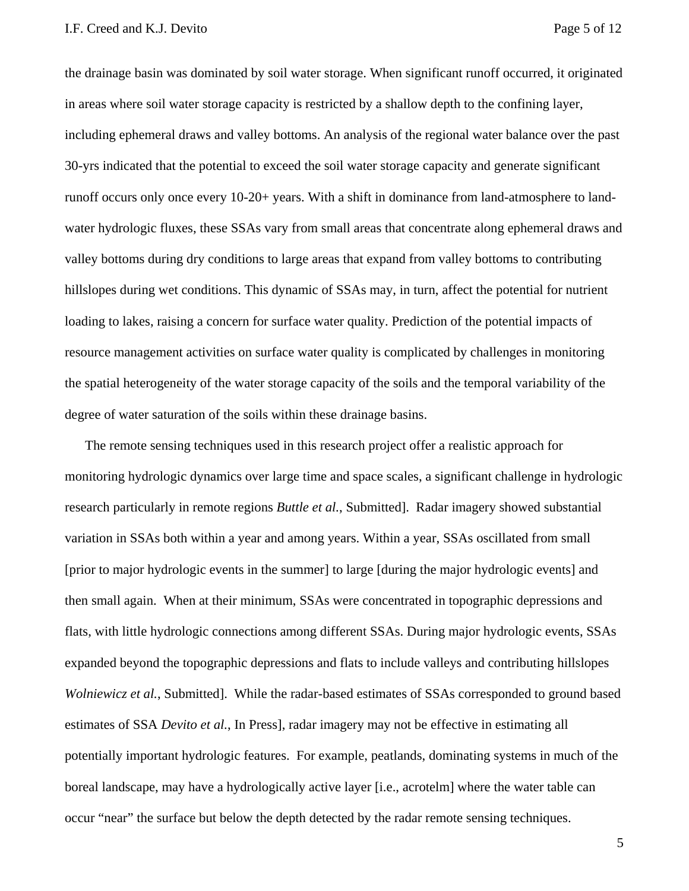the drainage basin was dominated by soil water storage. When significant runoff occurred, it originated in areas where soil water storage capacity is restricted by a shallow depth to the confining layer, including ephemeral draws and valley bottoms. An analysis of the regional water balance over the past 30-yrs indicated that the potential to exceed the soil water storage capacity and generate significant runoff occurs only once every 10-20+ years. With a shift in dominance from land-atmosphere to land-water hydrologic fluxes, these SSAs vary from small areas that concentrate along ephemeral draws and valley bottoms during dry conditions to large areas that expand from valley bottoms to contributing hillslopes during wet conditions. This dynamic of SSAs may, in turn, affect the potential for nutrient loading to lakes, raising a concern for surface water quality. Prediction of the potential impacts of resource management activities on surface water quality is complicated by challenges in monitoring the spatial heterogeneity of the water storage capacity of the soils and the temporal variability of the degree of water saturation of the soils within these drainage basins.

The remote sensing techniques used in this research project offer a realistic approach for monitoring hydrologic dynamics over large time and space scales, a significant challenge in hydrologic research particularly in remote regions *Buttle et al.*, Submitted]. Radar imagery showed substantial variation in SSAs both within a year and among years. Within a year, SSAs oscillated from small [prior to major hydrologic events in the summer] to large [during the major hydrologic events] and then small again. When at their minimum, SSAs were concentrated in topographic depressions and flats, with little hydrologic connections among different SSAs. During major hydrologic events, SSAs expanded beyond the topographic depressions and flats to include valleys and contributing hillslopes *Wolniewicz et al.*, Submitted]. While the radar-based estimates of SSAs corresponded to ground based estimates of SSA *Devito et al.*, In Press], radar imagery may not be effective in estimating all potentially important hydrologic features. For example, peatlands, dominating systems in much of the boreal landscape, may have a hydrologically active layer [i.e., acrotelm] where the water table can occur "near" the surface but below the depth detected by the radar remote sensing techniques.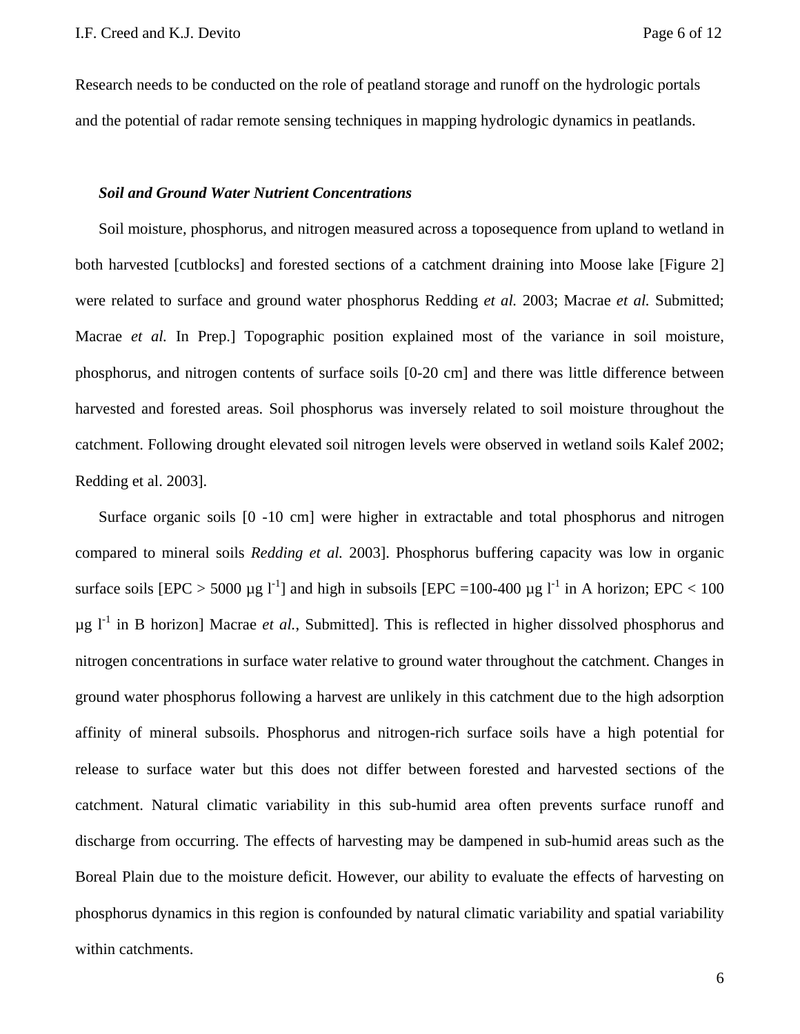Research needs to be conducted on the role of peatland storage and runoff on the hydrologic portals and the potential of radar remote sensing techniques in mapping hydrologic dynamics in peatlands.

***Soil and Ground Water Nutrient Concentrations***

Soil moisture, phosphorus, and nitrogen measured across a toposequence from upland to wetland in both harvested [cutblocks] and forested sections of a catchment draining into Moose lake [Figure 2] were related to surface and ground water phosphorus Redding *et al.* 2003; Macrae *et al.* Submitted; Macrae *et al.* In Prep.] Topographic position explained most of the variance in soil moisture, phosphorus, and nitrogen contents of surface soils [0-20 cm] and there was little difference between harvested and forested areas. Soil phosphorus was inversely related to soil moisture throughout the catchment. Following drought elevated soil nitrogen levels were observed in wetland soils Kalef 2002; Redding et al. 2003].

Surface organic soils [0 -10 cm] were higher in extractable and total phosphorus and nitrogen compared to mineral soils *Redding et al.* 2003]. Phosphorus buffering capacity was low in organic surface soils [EPC > 5000 µg $l^{-1}$] and high in subsoils [EPC =100-400 µg $l^{-1}$ in A horizon; EPC < 100 µg $l^{-1}$ in B horizon] Macrae *et al.*, Submitted]. This is reflected in higher dissolved phosphorus and nitrogen concentrations in surface water relative to ground water throughout the catchment. Changes in ground water phosphorus following a harvest are unlikely in this catchment due to the high adsorption affinity of mineral subsoils. Phosphorus and nitrogen-rich surface soils have a high potential for release to surface water but this does not differ between forested and harvested sections of the catchment. Natural climatic variability in this sub-humid area often prevents surface runoff and discharge from occurring. The effects of harvesting may be dampened in sub-humid areas such as the Boreal Plain due to the moisture deficit. However, our ability to evaluate the effects of harvesting on phosphorus dynamics in this region is confounded by natural climatic variability and spatial variability within catchments.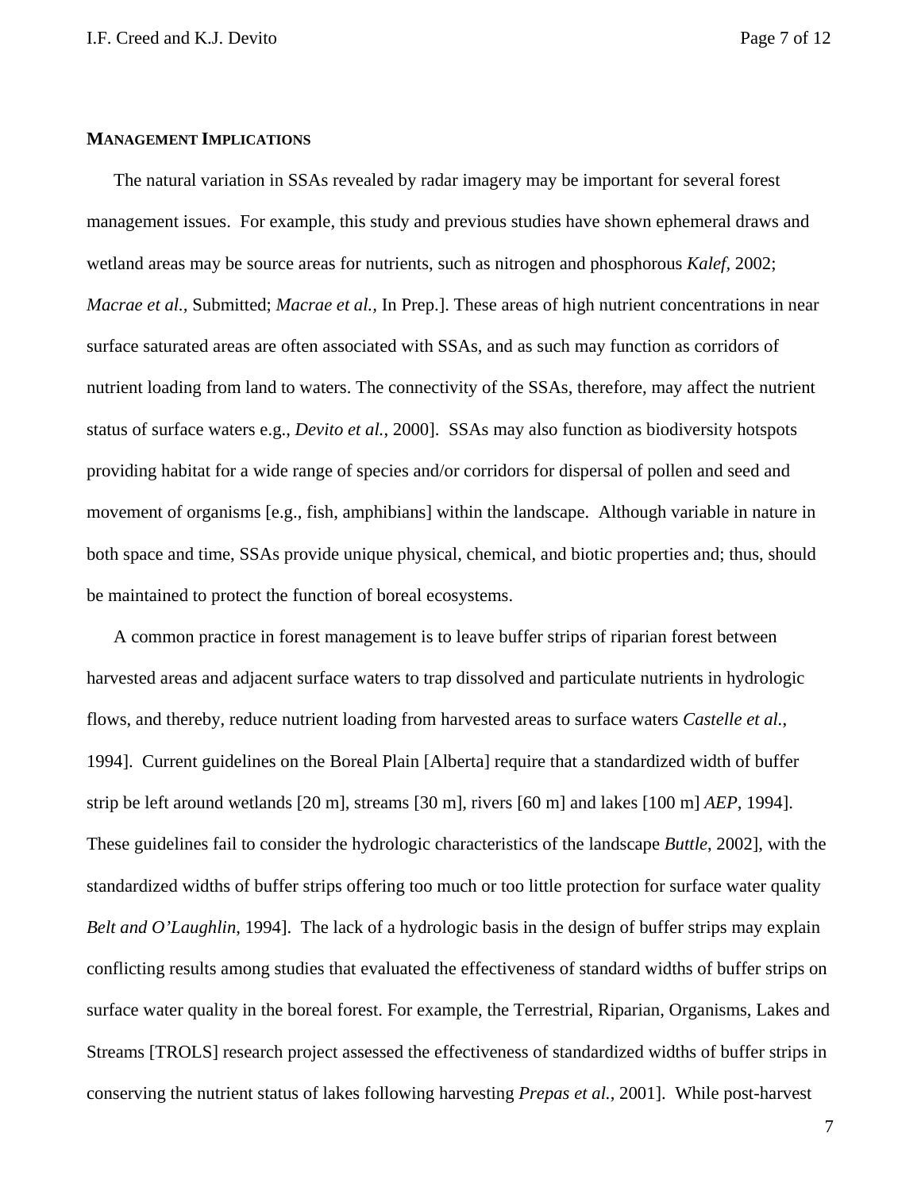**MANAGEMENT IMPLICATIONS**

The natural variation in SSAs revealed by radar imagery may be important for several forest management issues. For example, this study and previous studies have shown ephemeral draws and wetland areas may be source areas for nutrients, such as nitrogen and phosphorous *Kalef,* 2002; *Macrae et al.,* Submitted; *Macrae et al.,* In Prep.]. These areas of high nutrient concentrations in near surface saturated areas are often associated with SSAs, and as such may function as corridors of nutrient loading from land to waters. The connectivity of the SSAs, therefore, may affect the nutrient status of surface waters e.g., *Devito et al.*, 2000]. SSAs may also function as biodiversity hotspots providing habitat for a wide range of species and/or corridors for dispersal of pollen and seed and movement of organisms [e.g., fish, amphibians] within the landscape. Although variable in nature in both space and time, SSAs provide unique physical, chemical, and biotic properties and; thus, should be maintained to protect the function of boreal ecosystems.

A common practice in forest management is to leave buffer strips of riparian forest between harvested areas and adjacent surface waters to trap dissolved and particulate nutrients in hydrologic flows, and thereby, reduce nutrient loading from harvested areas to surface waters *Castelle et al.*, 1994]. Current guidelines on the Boreal Plain [Alberta] require that a standardized width of buffer strip be left around wetlands [20 m], streams [30 m], rivers [60 m] and lakes [100 m] *AEP*, 1994]. These guidelines fail to consider the hydrologic characteristics of the landscape *Buttle*, 2002], with the standardized widths of buffer strips offering too much or too little protection for surface water quality *Belt and O'Laughlin*, 1994]. The lack of a hydrologic basis in the design of buffer strips may explain conflicting results among studies that evaluated the effectiveness of standard widths of buffer strips on surface water quality in the boreal forest. For example, the Terrestrial, Riparian, Organisms, Lakes and Streams [TROLS] research project assessed the effectiveness of standardized widths of buffer strips in conserving the nutrient status of lakes following harvesting *Prepas et al.*, 2001]. While post-harvest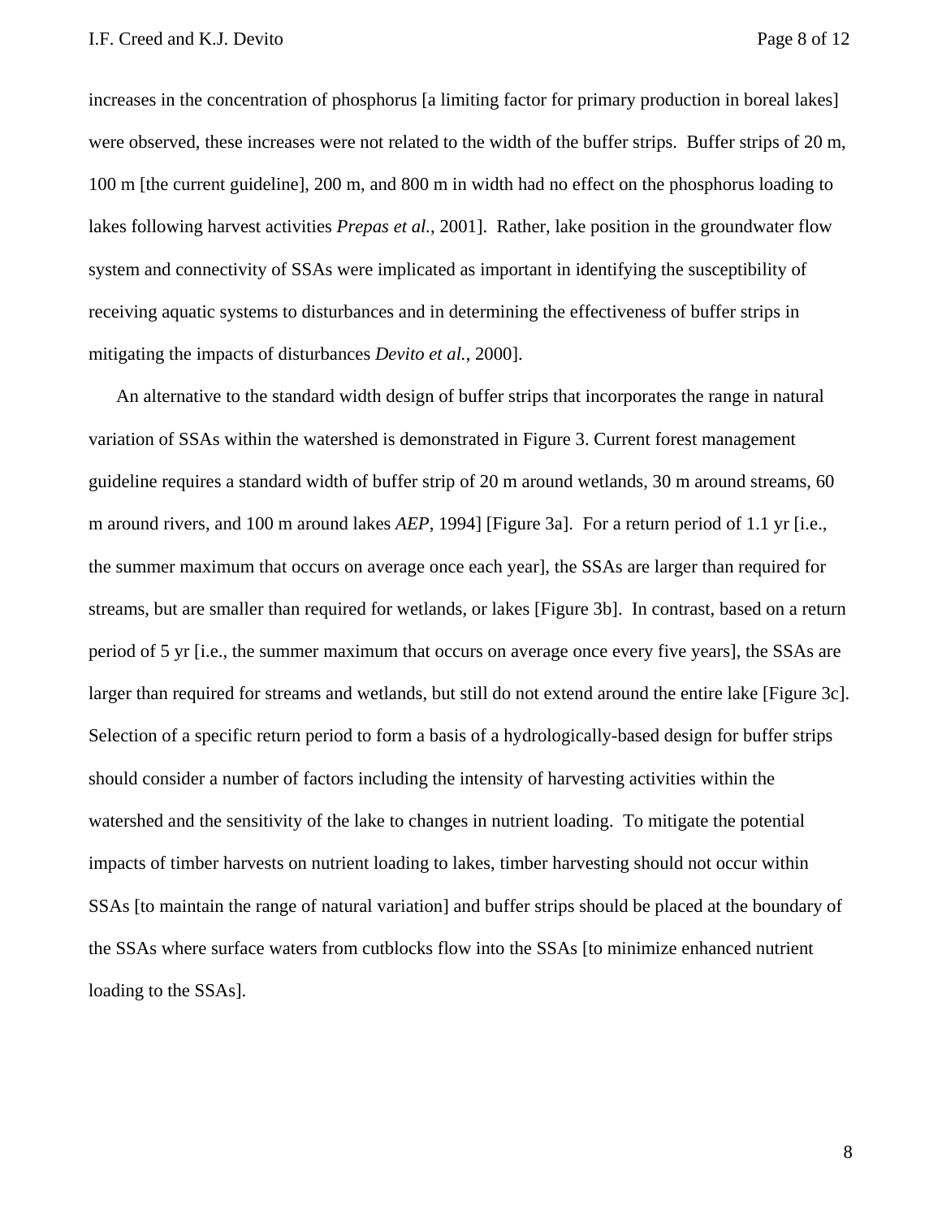increases in the concentration of phosphorus [a limiting factor for primary production in boreal lakes] were observed, these increases were not related to the width of the buffer strips. Buffer strips of 20 m, 100 m [the current guideline], 200 m, and 800 m in width had no effect on the phosphorus loading to lakes following harvest activities *Prepas et al.*, 2001]. Rather, lake position in the groundwater flow system and connectivity of SSAs were implicated as important in identifying the susceptibility of receiving aquatic systems to disturbances and in determining the effectiveness of buffer strips in mitigating the impacts of disturbances *Devito et al.*, 2000].

An alternative to the standard width design of buffer strips that incorporates the range in natural variation of SSAs within the watershed is demonstrated in Figure 3. Current forest management guideline requires a standard width of buffer strip of 20 m around wetlands, 30 m around streams, 60 m around rivers, and 100 m around lakes *AEP*, 1994] [Figure 3a]. For a return period of 1.1 yr [i.e., the summer maximum that occurs on average once each year], the SSAs are larger than required for streams, but are smaller than required for wetlands, or lakes [Figure 3b]. In contrast, based on a return period of 5 yr [i.e., the summer maximum that occurs on average once every five years], the SSAs are larger than required for streams and wetlands, but still do not extend around the entire lake [Figure 3c]. Selection of a specific return period to form a basis of a hydrologically-based design for buffer strips should consider a number of factors including the intensity of harvesting activities within the watershed and the sensitivity of the lake to changes in nutrient loading. To mitigate the potential impacts of timber harvests on nutrient loading to lakes, timber harvesting should not occur within SSAs [to maintain the range of natural variation] and buffer strips should be placed at the boundary of the SSAs where surface waters from cutblocks flow into the SSAs [to minimize enhanced nutrient loading to the SSAs].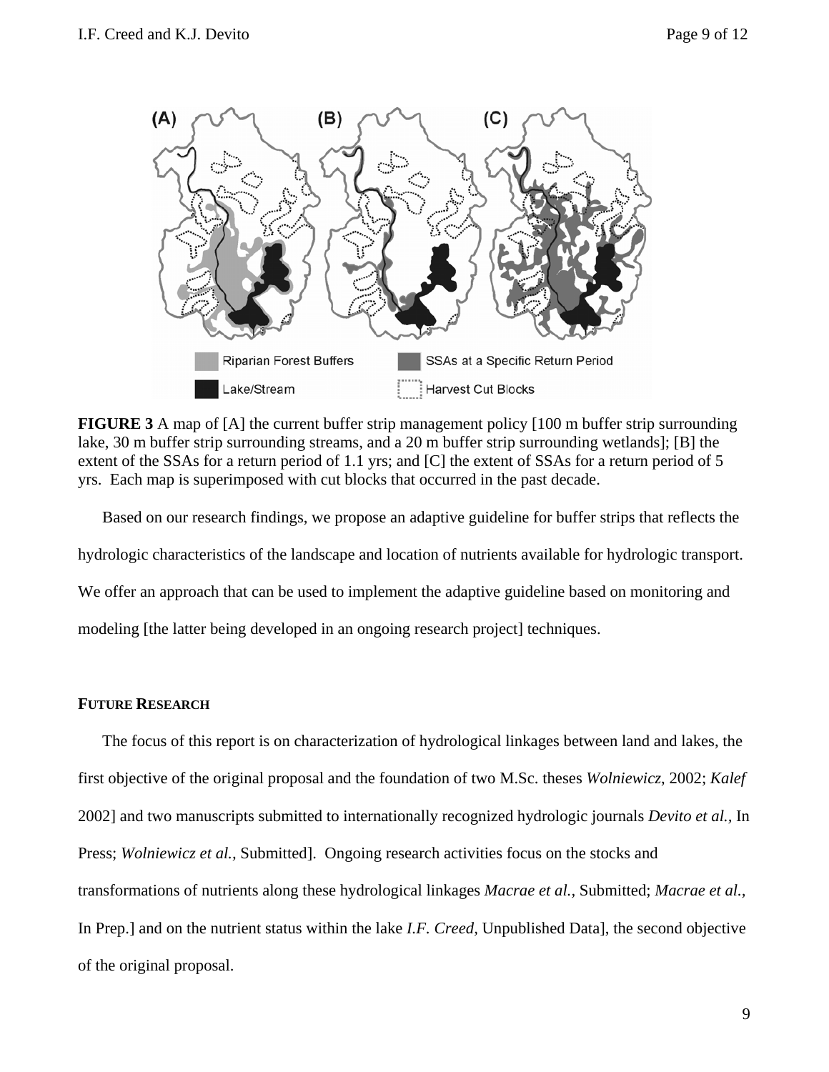**FIGURE 3** A map of [A] the current buffer strip management policy [100 m buffer strip surrounding lake, 30 m buffer strip surrounding streams, and a 20 m buffer strip surrounding wetlands]; [B] the extent of the SSAs for a return period of 1.1 yrs; and [C] the extent of SSAs for a return period of 5 yrs. Each map is superimposed with cut blocks that occurred in the past decade.

Based on our research findings, we propose an adaptive guideline for buffer strips that reflects the hydrologic characteristics of the landscape and location of nutrients available for hydrologic transport. We offer an approach that can be used to implement the adaptive guideline based on monitoring and modeling [the latter being developed in an ongoing research project] techniques.

## FUTURE RESEARCH

The focus of this report is on characterization of hydrological linkages between land and lakes, the first objective of the original proposal and the foundation of two M.Sc. theses *Wolniewicz*, 2002; *Kalef* 2002] and two manuscripts submitted to internationally recognized hydrologic journals *Devito et al.,* In Press; *Wolniewicz et al.,* Submitted]. Ongoing research activities focus on the stocks and transformations of nutrients along these hydrological linkages *Macrae et al.,* Submitted; *Macrae et al.,* In Prep.] and on the nutrient status within the lake *I.F. Creed,* Unpublished Data], the second objective of the original proposal.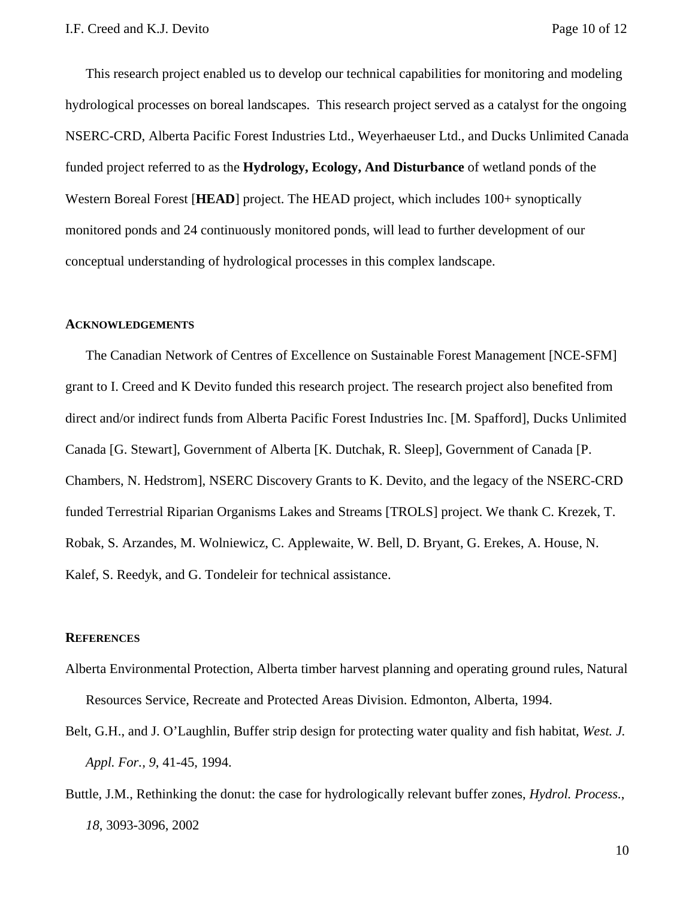This research project enabled us to develop our technical capabilities for monitoring and modeling hydrological processes on boreal landscapes. This research project served as a catalyst for the ongoing NSERC-CRD, Alberta Pacific Forest Industries Ltd., Weyerhaeuser Ltd., and Ducks Unlimited Canada funded project referred to as the **Hydrology, Ecology, And Disturbance** of wetland ponds of the Western Boreal Forest [**HEAD**] project. The HEAD project, which includes 100+ synoptically monitored ponds and 24 continuously monitored ponds, will lead to further development of our conceptual understanding of hydrological processes in this complex landscape.

## Acknowledgements

The Canadian Network of Centres of Excellence on Sustainable Forest Management [NCE-SFM] grant to I. Creed and K Devito funded this research project. The research project also benefited from direct and/or indirect funds from Alberta Pacific Forest Industries Inc. [M. Spafford], Ducks Unlimited Canada [G. Stewart], Government of Alberta [K. Dutchak, R. Sleep], Government of Canada [P. Chambers, N. Hedstrom], NSERC Discovery Grants to K. Devito, and the legacy of the NSERC-CRD funded Terrestrial Riparian Organisms Lakes and Streams [TROLS] project. We thank C. Krezek, T. Robak, S. Arzandes, M. Wolniewicz, C. Applewaite, W. Bell, D. Bryant, G. Erekes, A. House, N. Kalef, S. Reedyk, and G. Tondeleir for technical assistance.

## References

Alberta Environmental Protection, Alberta timber harvest planning and operating ground rules, Natural Resources Service, Recreate and Protected Areas Division. Edmonton, Alberta, 1994.

Belt, G.H., and J. O'Laughlin, Buffer strip design for protecting water quality and fish habitat, *West. J. Appl. For., 9*, 41-45, 1994.

Buttle, J.M., Rethinking the donut: the case for hydrologically relevant buffer zones, *Hydrol. Process.*, *18*, 3093-3096, 2002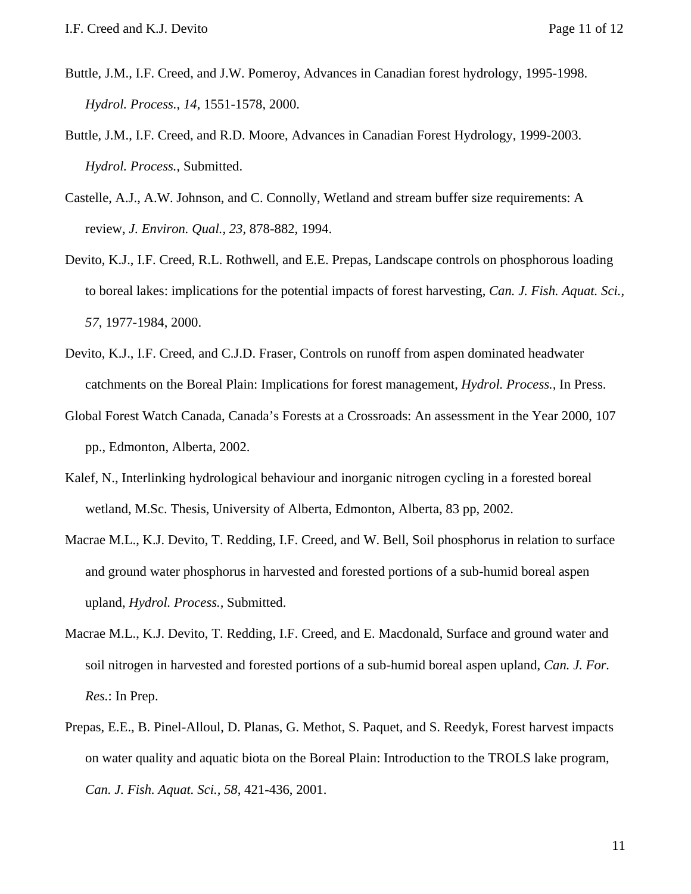Buttle, J.M., I.F. Creed, and J.W. Pomeroy, Advances in Canadian forest hydrology, 1995-1998. *Hydrol. Process.*, *14*, 1551-1578, 2000.

Buttle, J.M., I.F. Creed, and R.D. Moore, Advances in Canadian Forest Hydrology, 1999-2003. *Hydrol. Process.*, Submitted.

Castelle, A.J., A.W. Johnson, and C. Connolly, Wetland and stream buffer size requirements: A review, *J. Environ. Qual.*, *23*, 878-882, 1994.

Devito, K.J., I.F. Creed, R.L. Rothwell, and E.E. Prepas, Landscape controls on phosphorous loading to boreal lakes: implications for the potential impacts of forest harvesting, *Can. J. Fish. Aquat. Sci.*, *57*, 1977-1984, 2000.

Devito, K.J., I.F. Creed, and C.J.D. Fraser, Controls on runoff from aspen dominated headwater catchments on the Boreal Plain: Implications for forest management, *Hydrol. Process.*, In Press.

Global Forest Watch Canada, Canada's Forests at a Crossroads: An assessment in the Year 2000, 107 pp., Edmonton, Alberta, 2002.

Kalef, N., Interlinking hydrological behaviour and inorganic nitrogen cycling in a forested boreal wetland, M.Sc. Thesis, University of Alberta, Edmonton, Alberta, 83 pp, 2002.

Macrae M.L., K.J. Devito, T. Redding, I.F. Creed, and W. Bell, Soil phosphorus in relation to surface and ground water phosphorus in harvested and forested portions of a sub-humid boreal aspen upland, *Hydrol. Process.*, Submitted.

Macrae M.L., K.J. Devito, T. Redding, I.F. Creed, and E. Macdonald, Surface and ground water and soil nitrogen in harvested and forested portions of a sub-humid boreal aspen upland, *Can. J. For. Res.*: In Prep.

Prepas, E.E., B. Pinel-Alloul, D. Planas, G. Methot, S. Paquet, and S. Reedyk, Forest harvest impacts on water quality and aquatic biota on the Boreal Plain: Introduction to the TROLS lake program, *Can. J. Fish. Aquat. Sci.*, *58*, 421-436, 2001.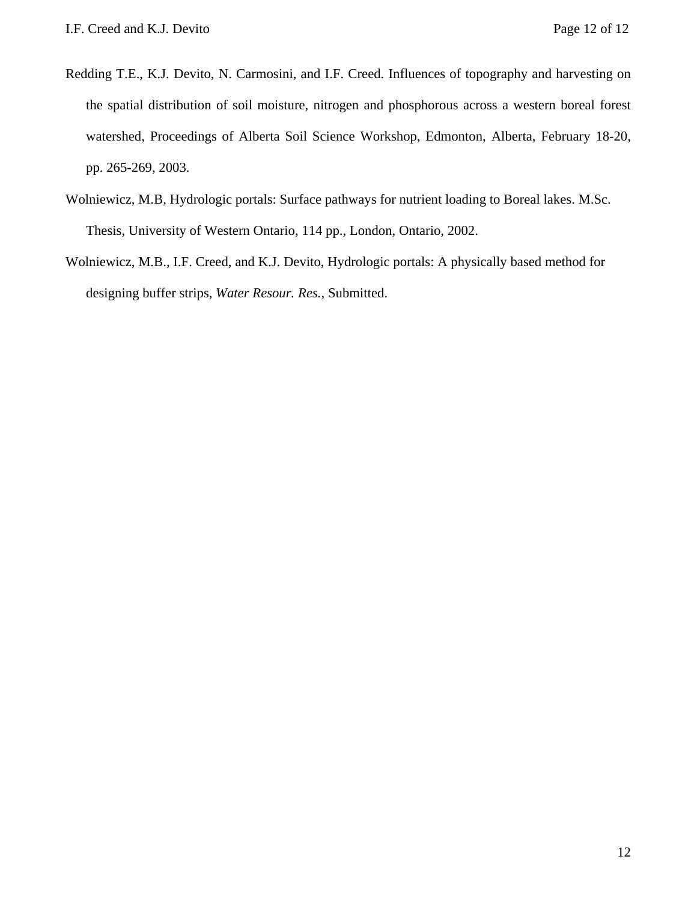Redding T.E., K.J. Devito, N. Carmosini, and I.F. Creed. Influences of topography and harvesting on the spatial distribution of soil moisture, nitrogen and phosphorous across a western boreal forest watershed, Proceedings of Alberta Soil Science Workshop, Edmonton, Alberta, February 18-20, pp. 265-269, 2003.

Wolniewicz, M.B, Hydrologic portals: Surface pathways for nutrient loading to Boreal lakes. M.Sc. Thesis, University of Western Ontario, 114 pp., London, Ontario, 2002.

Wolniewicz, M.B., I.F. Creed, and K.J. Devito, Hydrologic portals: A physically based method for designing buffer strips, *Water Resour. Res.,* Submitted.